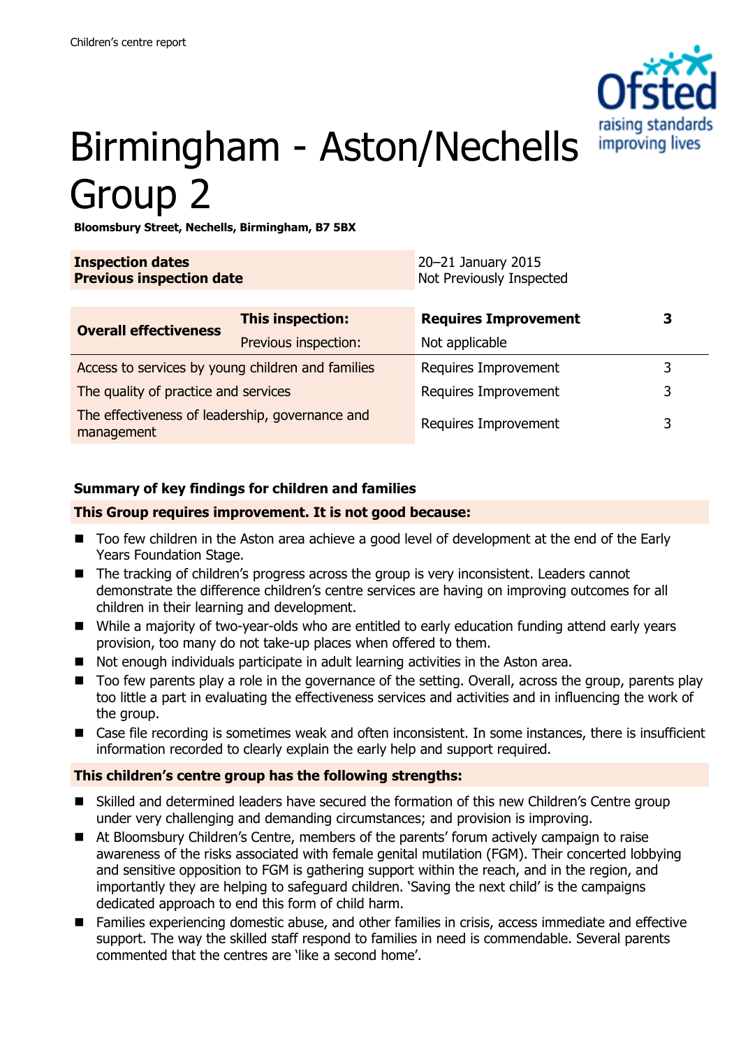Children's centre report

# Birmingham - Aston/Nechells Group 2

**Bloomsbury Street, Nechells, Birmingham, B7 5BX**

| | |
|---|---|
| **Inspection dates** | 20–21 January 2015 |
| **Previous inspection date** | Not Previously Inspected |

| | | | |
|---|---|---|---|
| **Overall effectiveness** | **This inspection:** | **Requires Improvement** | **3** |
| | Previous inspection: | Not applicable | |
| Access to services by young children and families | | Requires Improvement | 3 |
| The quality of practice and services | | Requires Improvement | 3 |
| The effectiveness of leadership, governance and management | | Requires Improvement | 3 |

### Summary of key findings for children and families

**This Group requires improvement. It is not good because:**

- Too few children in the Aston area achieve a good level of development at the end of the Early Years Foundation Stage.
- The tracking of children's progress across the group is very inconsistent. Leaders cannot demonstrate the difference children's centre services are having on improving outcomes for all children in their learning and development.
- While a majority of two-year-olds who are entitled to early education funding attend early years provision, too many do not take-up places when offered to them.
- Not enough individuals participate in adult learning activities in the Aston area.
- Too few parents play a role in the governance of the setting. Overall, across the group, parents play too little a part in evaluating the effectiveness services and activities and in influencing the work of the group.
- Case file recording is sometimes weak and often inconsistent. In some instances, there is insufficient information recorded to clearly explain the early help and support required.

**This children's centre group has the following strengths:**

- Skilled and determined leaders have secured the formation of this new Children's Centre group under very challenging and demanding circumstances; and provision is improving.
- At Bloomsbury Children's Centre, members of the parents' forum actively campaign to raise awareness of the risks associated with female genital mutilation (FGM). Their concerted lobbying and sensitive opposition to FGM is gathering support within the reach, and in the region, and importantly they are helping to safeguard children. 'Saving the next child' is the campaigns dedicated approach to end this form of child harm.
- Families experiencing domestic abuse, and other families in crisis, access immediate and effective support. The way the skilled staff respond to families in need is commendable. Several parents commented that the centres are 'like a second home'.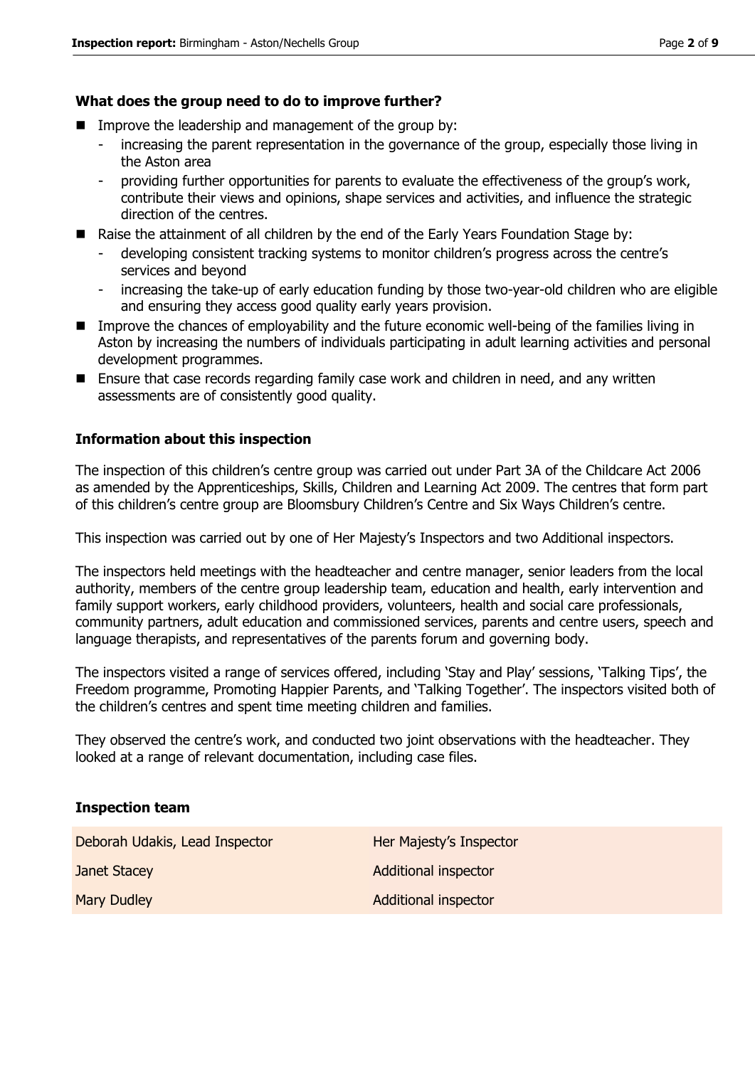### What does the group need to do to improve further?

- Improve the leadership and management of the group by:
  - increasing the parent representation in the governance of the group, especially those living in the Aston area
  - providing further opportunities for parents to evaluate the effectiveness of the group's work, contribute their views and opinions, shape services and activities, and influence the strategic direction of the centres.
- Raise the attainment of all children by the end of the Early Years Foundation Stage by:
  - developing consistent tracking systems to monitor children's progress across the centre's services and beyond
  - increasing the take-up of early education funding by those two-year-old children who are eligible and ensuring they access good quality early years provision.
- Improve the chances of employability and the future economic well-being of the families living in Aston by increasing the numbers of individuals participating in adult learning activities and personal development programmes.
- Ensure that case records regarding family case work and children in need, and any written assessments are of consistently good quality.

### Information about this inspection

The inspection of this children's centre group was carried out under Part 3A of the Childcare Act 2006 as amended by the Apprenticeships, Skills, Children and Learning Act 2009. The centres that form part of this children's centre group are Bloomsbury Children's Centre and Six Ways Children's centre.

This inspection was carried out by one of Her Majesty's Inspectors and two Additional inspectors.

The inspectors held meetings with the headteacher and centre manager, senior leaders from the local authority, members of the centre group leadership team, education and health, early intervention and family support workers, early childhood providers, volunteers, health and social care professionals, community partners, adult education and commissioned services, parents and centre users, speech and language therapists, and representatives of the parents forum and governing body.

The inspectors visited a range of services offered, including 'Stay and Play' sessions, 'Talking Tips', the Freedom programme, Promoting Happier Parents, and 'Talking Together'. The inspectors visited both of the children's centres and spent time meeting children and families.

They observed the centre's work, and conducted two joint observations with the headteacher. They looked at a range of relevant documentation, including case files.

### Inspection team

| | |
|---|---|
| Deborah Udakis, Lead Inspector | Her Majesty's Inspector |
| Janet Stacey | Additional inspector |
| Mary Dudley | Additional inspector |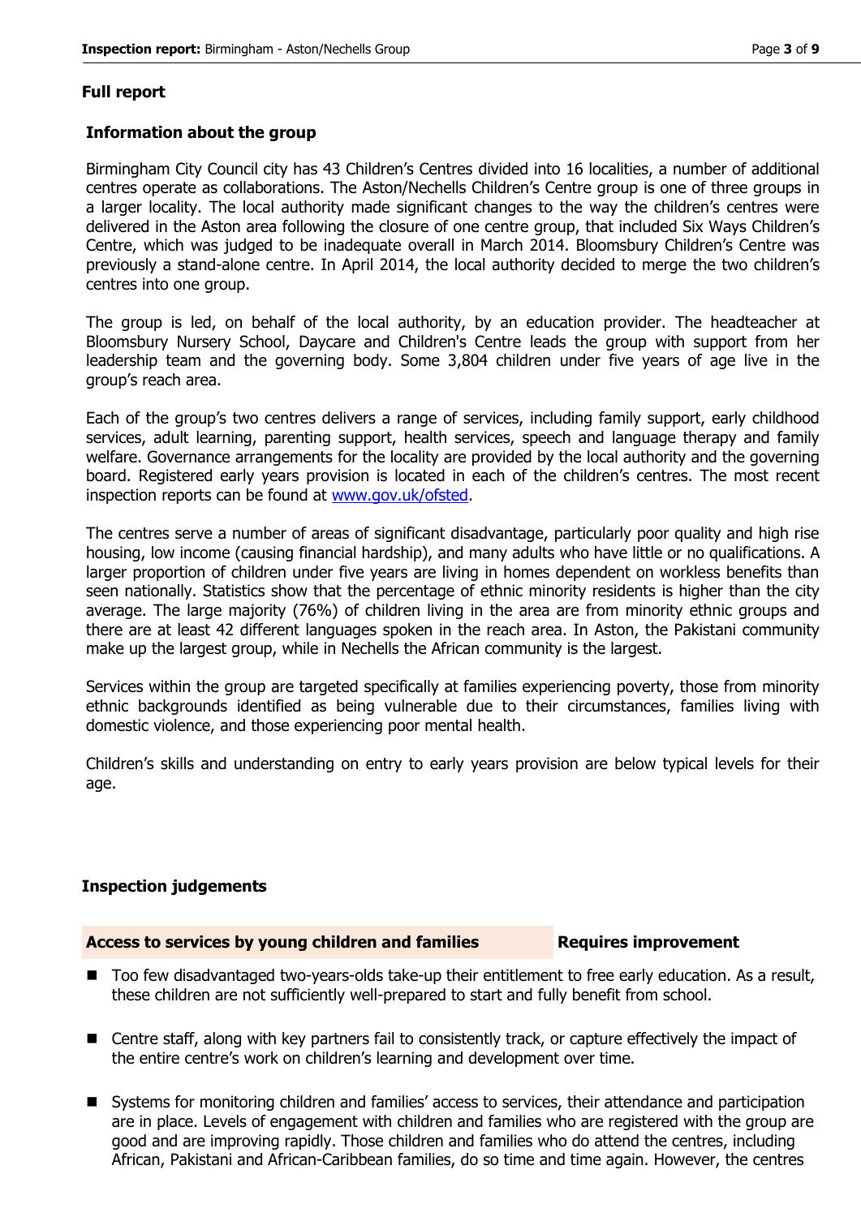## Full report

### Information about the group

Birmingham City Council city has 43 Children's Centres divided into 16 localities, a number of additional centres operate as collaborations. The Aston/Nechells Children's Centre group is one of three groups in a larger locality. The local authority made significant changes to the way the children's centres were delivered in the Aston area following the closure of one centre group, that included Six Ways Children's Centre, which was judged to be inadequate overall in March 2014. Bloomsbury Children's Centre was previously a stand-alone centre. In April 2014, the local authority decided to merge the two children's centres into one group.

The group is led, on behalf of the local authority, by an education provider. The headteacher at Bloomsbury Nursery School, Daycare and Children's Centre leads the group with support from her leadership team and the governing body. Some 3,804 children under five years of age live in the group's reach area.

Each of the group's two centres delivers a range of services, including family support, early childhood services, adult learning, parenting support, health services, speech and language therapy and family welfare. Governance arrangements for the locality are provided by the local authority and the governing board. Registered early years provision is located in each of the children's centres. The most recent inspection reports can be found at [www.gov.uk/ofsted](http://www.gov.uk/ofsted).

The centres serve a number of areas of significant disadvantage, particularly poor quality and high rise housing, low income (causing financial hardship), and many adults who have little or no qualifications. A larger proportion of children under five years are living in homes dependent on workless benefits than seen nationally. Statistics show that the percentage of ethnic minority residents is higher than the city average. The large majority (76%) of children living in the area are from minority ethnic groups and there are at least 42 different languages spoken in the reach area. In Aston, the Pakistani community make up the largest group, while in Nechells the African community is the largest.

Services within the group are targeted specifically at families experiencing poverty, those from minority ethnic backgrounds identified as being vulnerable due to their circumstances, families living with domestic violence, and those experiencing poor mental health.

Children's skills and understanding on entry to early years provision are below typical levels for their age.

## Inspection judgements

| Access to services by young children and families | Requires improvement |
|---|---|

- Too few disadvantaged two-years-olds take-up their entitlement to free early education. As a result, these children are not sufficiently well-prepared to start and fully benefit from school.
- Centre staff, along with key partners fail to consistently track, or capture effectively the impact of the entire centre's work on children's learning and development over time.
- Systems for monitoring children and families' access to services, their attendance and participation are in place. Levels of engagement with children and families who are registered with the group are good and are improving rapidly. Those children and families who do attend the centres, including African, Pakistani and African-Caribbean families, do so time and time again. However, the centres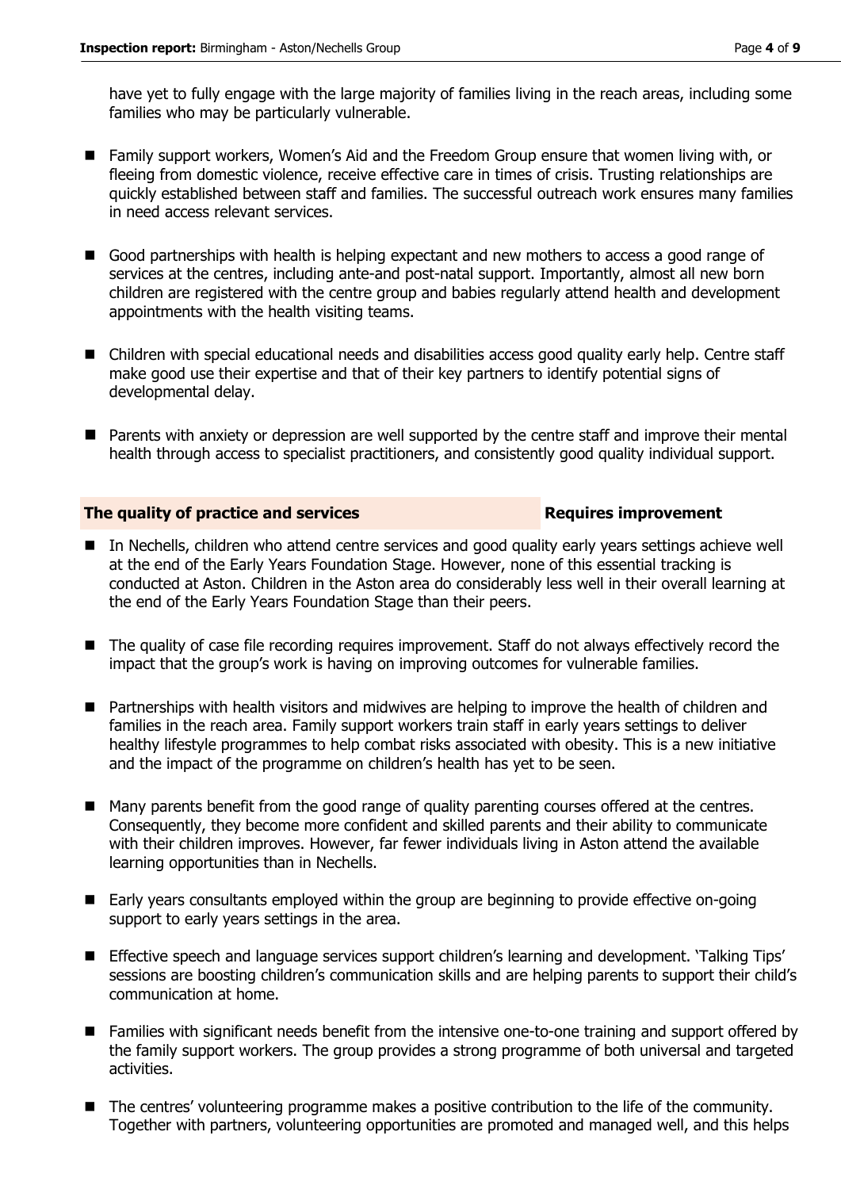have yet to fully engage with the large majority of families living in the reach areas, including some families who may be particularly vulnerable.

- Family support workers, Women's Aid and the Freedom Group ensure that women living with, or fleeing from domestic violence, receive effective care in times of crisis. Trusting relationships are quickly established between staff and families. The successful outreach work ensures many families in need access relevant services.

- Good partnerships with health is helping expectant and new mothers to access a good range of services at the centres, including ante-and post-natal support. Importantly, almost all new born children are registered with the centre group and babies regularly attend health and development appointments with the health visiting teams.

- Children with special educational needs and disabilities access good quality early help. Centre staff make good use their expertise and that of their key partners to identify potential signs of developmental delay.

- Parents with anxiety or depression are well supported by the centre staff and improve their mental health through access to specialist practitioners, and consistently good quality individual support.

| **The quality of practice and services** | **Requires improvement** |
|---|---|

- In Nechells, children who attend centre services and good quality early years settings achieve well at the end of the Early Years Foundation Stage. However, none of this essential tracking is conducted at Aston. Children in the Aston area do considerably less well in their overall learning at the end of the Early Years Foundation Stage than their peers.

- The quality of case file recording requires improvement. Staff do not always effectively record the impact that the group's work is having on improving outcomes for vulnerable families.

- Partnerships with health visitors and midwives are helping to improve the health of children and families in the reach area. Family support workers train staff in early years settings to deliver healthy lifestyle programmes to help combat risks associated with obesity. This is a new initiative and the impact of the programme on children's health has yet to be seen.

- Many parents benefit from the good range of quality parenting courses offered at the centres. Consequently, they become more confident and skilled parents and their ability to communicate with their children improves. However, far fewer individuals living in Aston attend the available learning opportunities than in Nechells.

- Early years consultants employed within the group are beginning to provide effective on-going support to early years settings in the area.

- Effective speech and language services support children's learning and development. 'Talking Tips' sessions are boosting children's communication skills and are helping parents to support their child's communication at home.

- Families with significant needs benefit from the intensive one-to-one training and support offered by the family support workers. The group provides a strong programme of both universal and targeted activities.

- The centres' volunteering programme makes a positive contribution to the life of the community. Together with partners, volunteering opportunities are promoted and managed well, and this helps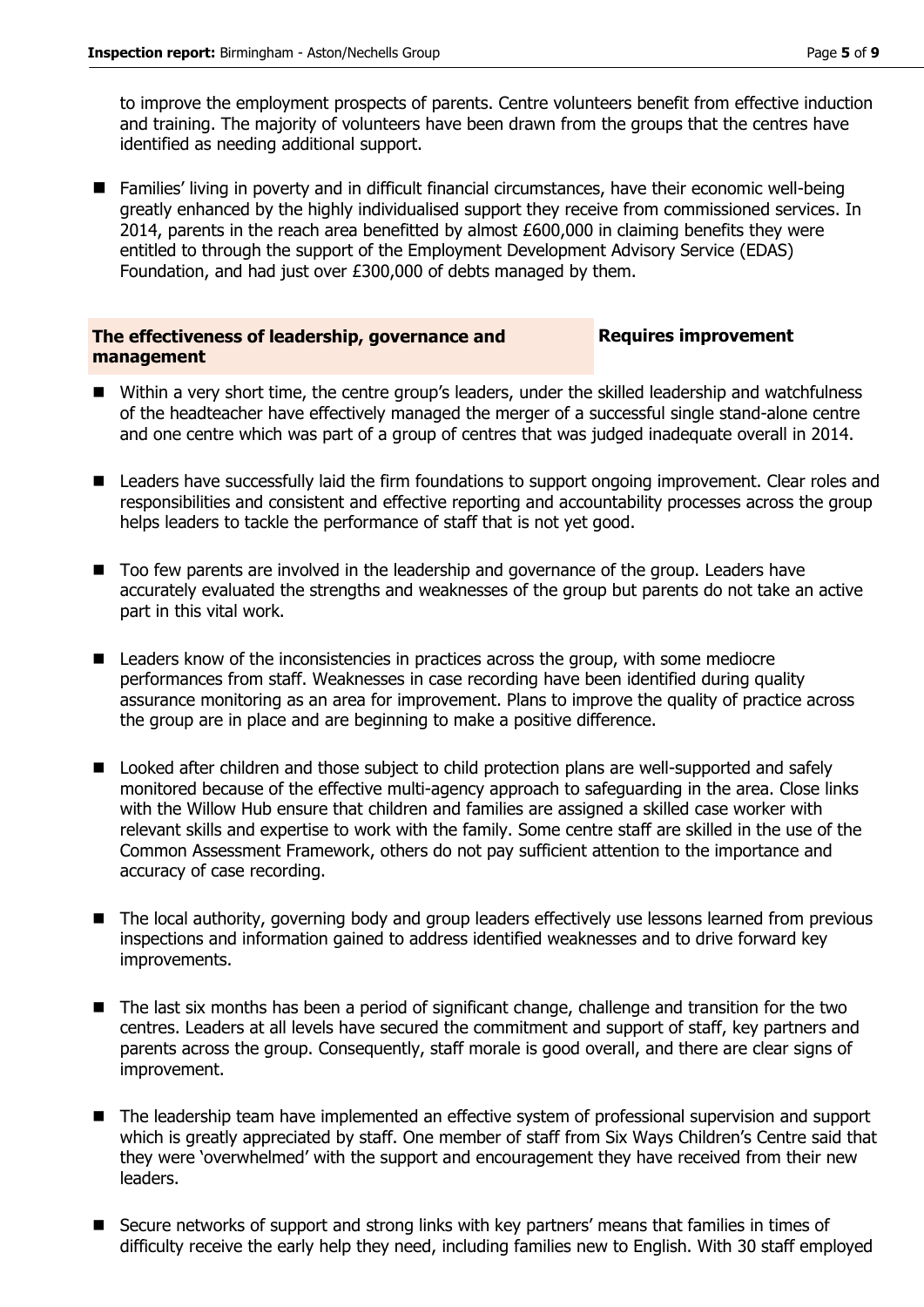to improve the employment prospects of parents. Centre volunteers benefit from effective induction and training. The majority of volunteers have been drawn from the groups that the centres have identified as needing additional support.

- Families' living in poverty and in difficult financial circumstances, have their economic well-being greatly enhanced by the highly individualised support they receive from commissioned services. In 2014, parents in the reach area benefitted by almost £600,000 in claiming benefits they were entitled to through the support of the Employment Development Advisory Service (EDAS) Foundation, and had just over £300,000 of debts managed by them.

| **The effectiveness of leadership, governance and management** | **Requires improvement** |
| --- | --- |

- Within a very short time, the centre group's leaders, under the skilled leadership and watchfulness of the headteacher have effectively managed the merger of a successful single stand-alone centre and one centre which was part of a group of centres that was judged inadequate overall in 2014.
- Leaders have successfully laid the firm foundations to support ongoing improvement. Clear roles and responsibilities and consistent and effective reporting and accountability processes across the group helps leaders to tackle the performance of staff that is not yet good.
- Too few parents are involved in the leadership and governance of the group. Leaders have accurately evaluated the strengths and weaknesses of the group but parents do not take an active part in this vital work.
- Leaders know of the inconsistencies in practices across the group, with some mediocre performances from staff. Weaknesses in case recording have been identified during quality assurance monitoring as an area for improvement. Plans to improve the quality of practice across the group are in place and are beginning to make a positive difference.
- Looked after children and those subject to child protection plans are well-supported and safely monitored because of the effective multi-agency approach to safeguarding in the area. Close links with the Willow Hub ensure that children and families are assigned a skilled case worker with relevant skills and expertise to work with the family. Some centre staff are skilled in the use of the Common Assessment Framework, others do not pay sufficient attention to the importance and accuracy of case recording.
- The local authority, governing body and group leaders effectively use lessons learned from previous inspections and information gained to address identified weaknesses and to drive forward key improvements.
- The last six months has been a period of significant change, challenge and transition for the two centres. Leaders at all levels have secured the commitment and support of staff, key partners and parents across the group. Consequently, staff morale is good overall, and there are clear signs of improvement.
- The leadership team have implemented an effective system of professional supervision and support which is greatly appreciated by staff. One member of staff from Six Ways Children's Centre said that they were 'overwhelmed' with the support and encouragement they have received from their new leaders.
- Secure networks of support and strong links with key partners' means that families in times of difficulty receive the early help they need, including families new to English. With 30 staff employed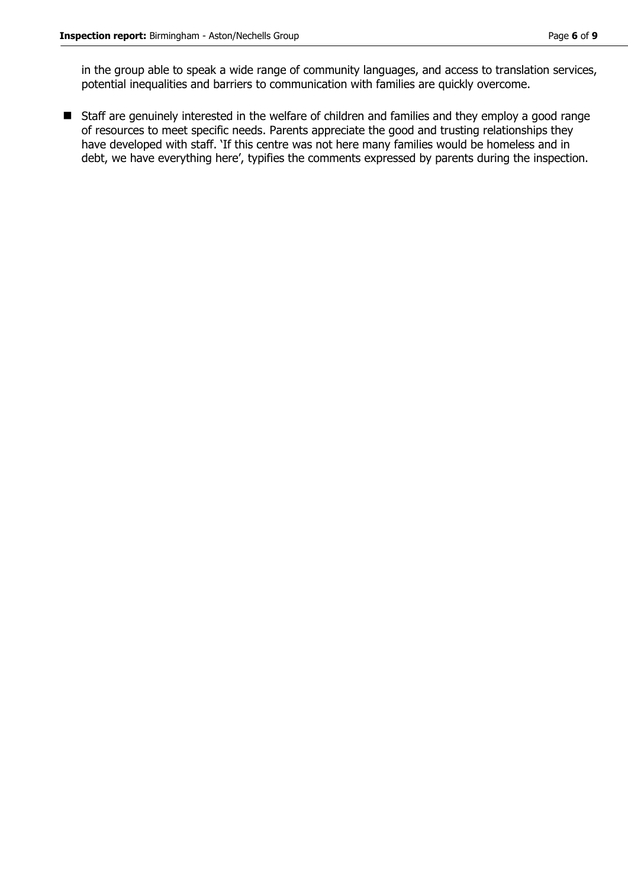in the group able to speak a wide range of community languages, and access to translation services, potential inequalities and barriers to communication with families are quickly overcome.

- Staff are genuinely interested in the welfare of children and families and they employ a good range of resources to meet specific needs. Parents appreciate the good and trusting relationships they have developed with staff. 'If this centre was not here many families would be homeless and in debt, we have everything here', typifies the comments expressed by parents during the inspection.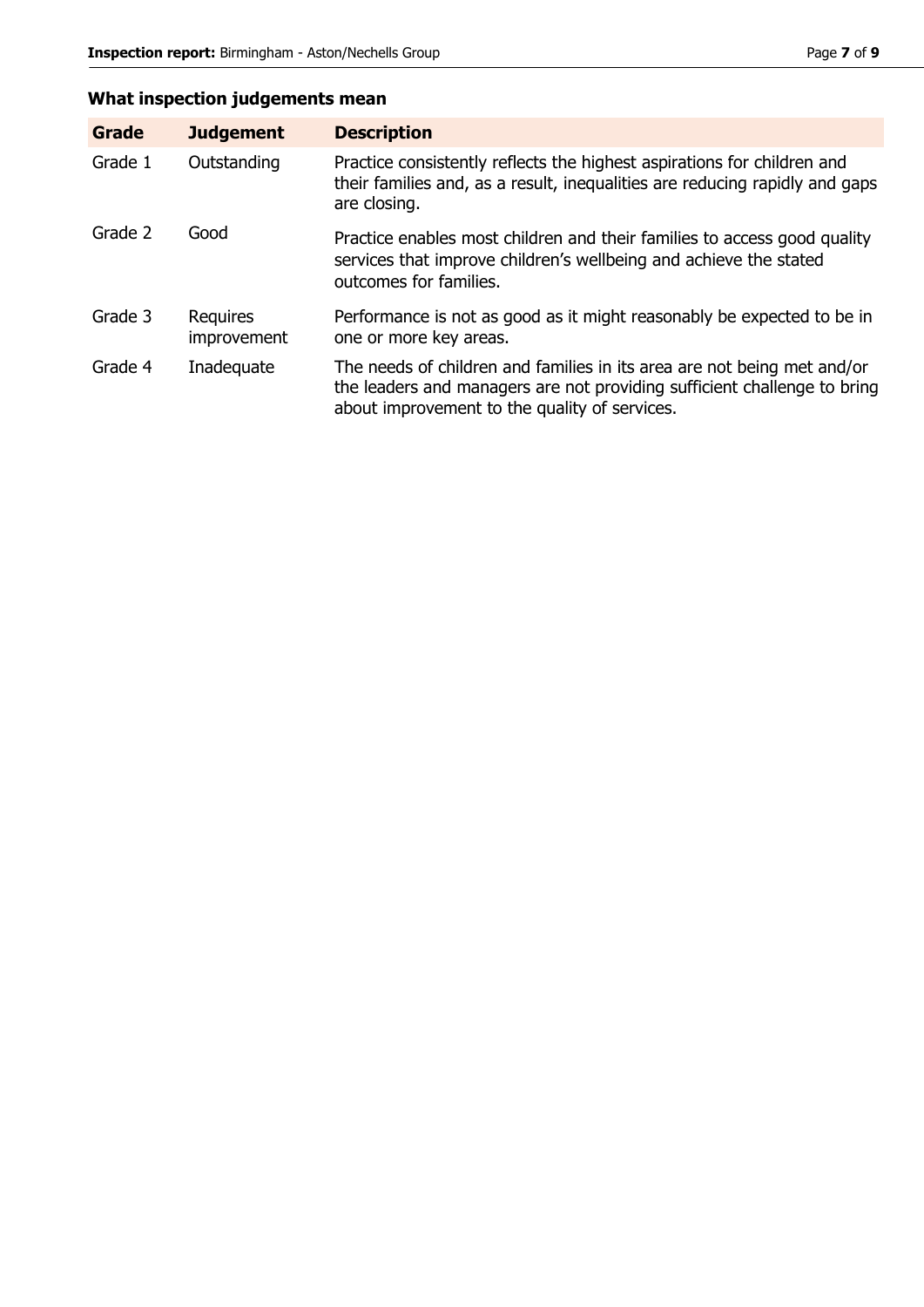## What inspection judgements mean

| Grade | Judgement | Description |
|---|---|---|
| Grade 1 | Outstanding | Practice consistently reflects the highest aspirations for children and their families and, as a result, inequalities are reducing rapidly and gaps are closing. |
| Grade 2 | Good | Practice enables most children and their families to access good quality services that improve children's wellbeing and achieve the stated outcomes for families. |
| Grade 3 | Requires improvement | Performance is not as good as it might reasonably be expected to be in one or more key areas. |
| Grade 4 | Inadequate | The needs of children and families in its area are not being met and/or the leaders and managers are not providing sufficient challenge to bring about improvement to the quality of services. |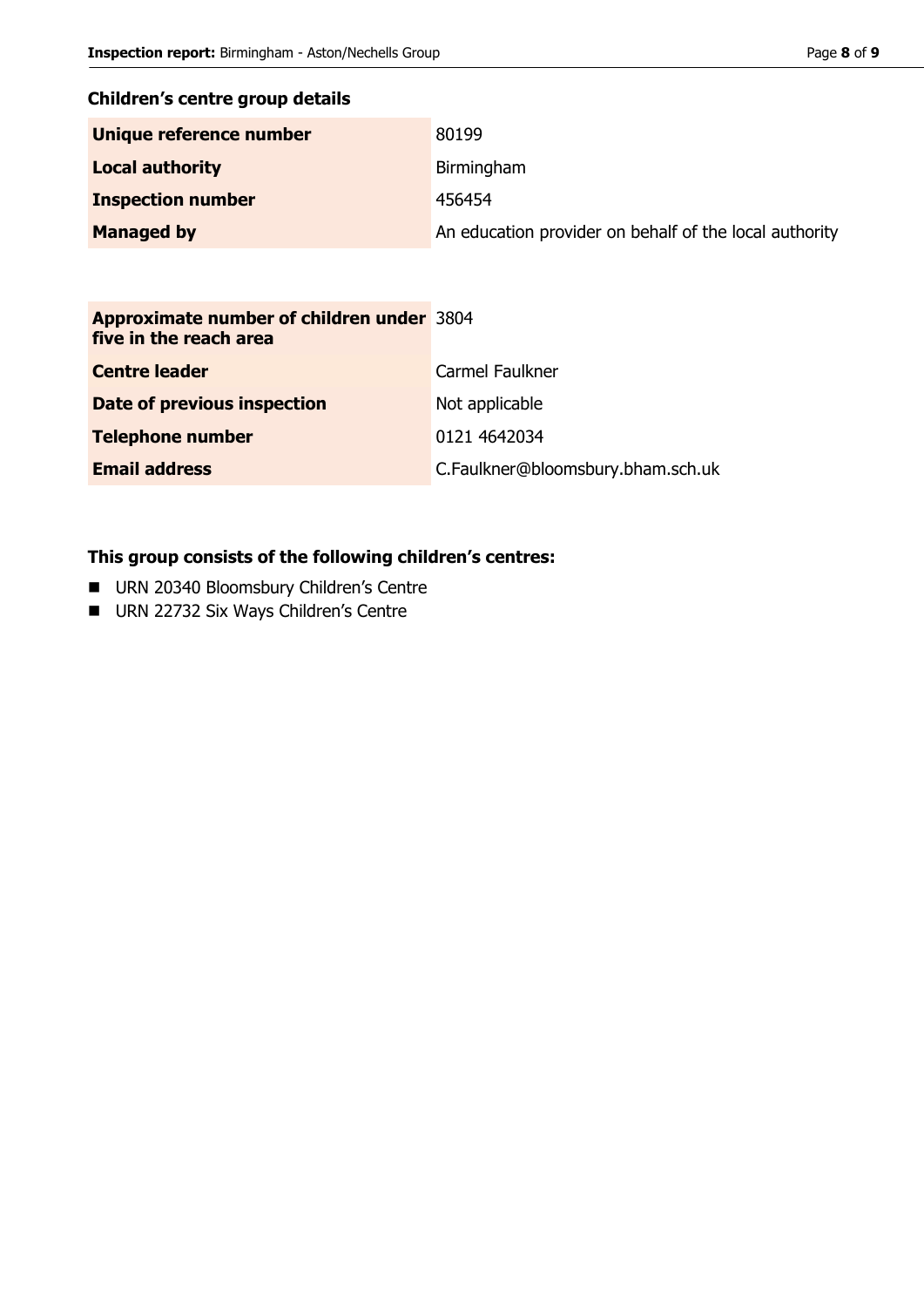## Children's centre group details

| | |
|---|---|
| **Unique reference number** | 80199 |
| **Local authority** | Birmingham |
| **Inspection number** | 456454 |
| **Managed by** | An education provider on behalf of the local authority |

| | |
|---|---|
| **Approximate number of children under five in the reach area** | 3804 |
| **Centre leader** | Carmel Faulkner |
| **Date of previous inspection** | Not applicable |
| **Telephone number** | 0121 4642034 |
| **Email address** | C.Faulkner@bloomsbury.bham.sch.uk |

**This group consists of the following children's centres:**

- URN 20340 Bloomsbury Children's Centre
- URN 22732 Six Ways Children's Centre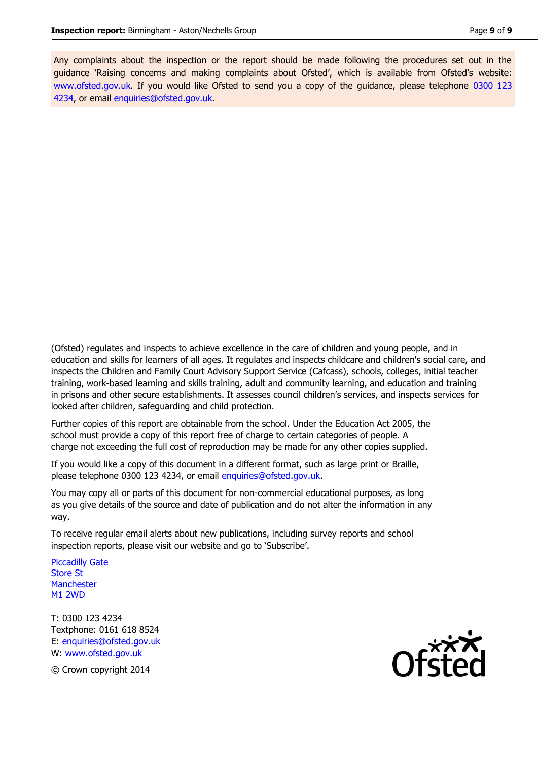Any complaints about the inspection or the report should be made following the procedures set out in the guidance 'Raising concerns and making complaints about Ofsted', which is available from Ofsted's website: www.ofsted.gov.uk. If you would like Ofsted to send you a copy of the guidance, please telephone 0300 123 4234, or email enquiries@ofsted.gov.uk.

(Ofsted) regulates and inspects to achieve excellence in the care of children and young people, and in education and skills for learners of all ages. It regulates and inspects childcare and children's social care, and inspects the Children and Family Court Advisory Support Service (Cafcass), schools, colleges, initial teacher training, work-based learning and skills training, adult and community learning, and education and training in prisons and other secure establishments. It assesses council children's services, and inspects services for looked after children, safeguarding and child protection.

Further copies of this report are obtainable from the school. Under the Education Act 2005, the school must provide a copy of this report free of charge to certain categories of people. A charge not exceeding the full cost of reproduction may be made for any other copies supplied.

If you would like a copy of this document in a different format, such as large print or Braille, please telephone 0300 123 4234, or email enquiries@ofsted.gov.uk.

You may copy all or parts of this document for non-commercial educational purposes, as long as you give details of the source and date of publication and do not alter the information in any way.

To receive regular email alerts about new publications, including survey reports and school inspection reports, please visit our website and go to 'Subscribe'.

Piccadilly Gate
Store St
Manchester
M1 2WD

T: 0300 123 4234
Textphone: 0161 618 8524
E: enquiries@ofsted.gov.uk
W: www.ofsted.gov.uk

© Crown copyright 2014

Ofsted